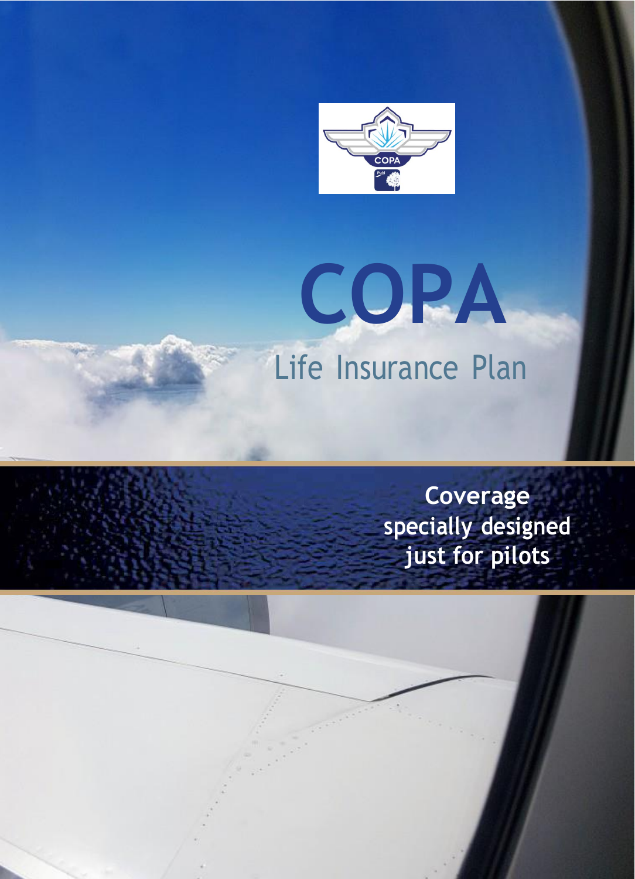# COPA

## Life Insurance Plan

**Coverage specially designed just for pilots**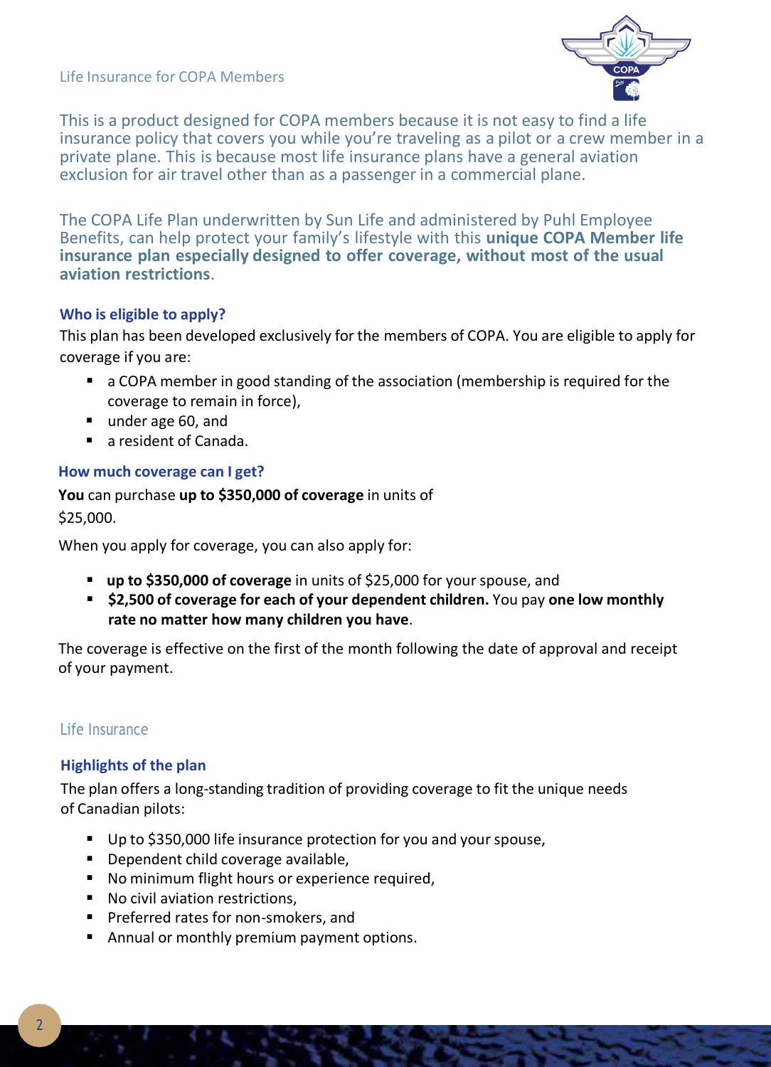Life Insurance for COPA Members

This is a product designed for COPA members because it is not easy to find a life insurance policy that covers you while you're traveling as a pilot or a crew member in a private plane. This is because most life insurance plans have a general aviation exclusion for air travel other than as a passenger in a commercial plane.

The COPA Life Plan underwritten by Sun Life and administered by Puhl Employee Benefits, can help protect your family's lifestyle with this **unique COPA Member life insurance plan especially designed to offer coverage, without most of the usual aviation restrictions**.

### Who is eligible to apply?

This plan has been developed exclusively for the members of COPA. You are eligible to apply for coverage if you are:

- a COPA member in good standing of the association (membership is required for the coverage to remain in force),
- under age 60, and
- a resident of Canada.

### How much coverage can I get?

**You** can purchase **up to $350,000 of coverage** in units of $25,000.

When you apply for coverage, you can also apply for:

- **up to $350,000 of coverage** in units of $25,000 for your spouse, and
- **$2,500 of coverage for each of your dependent children.** You pay **one low monthly rate no matter how many children you have**.

The coverage is effective on the first of the month following the date of approval and receipt of your payment.

## Life Insurance

### Highlights of the plan

The plan offers a long-standing tradition of providing coverage to fit the unique needs of Canadian pilots:

- Up to $350,000 life insurance protection for you and your spouse,
- Dependent child coverage available,
- No minimum flight hours or experience required,
- No civil aviation restrictions,
- Preferred rates for non-smokers, and
- Annual or monthly premium payment options.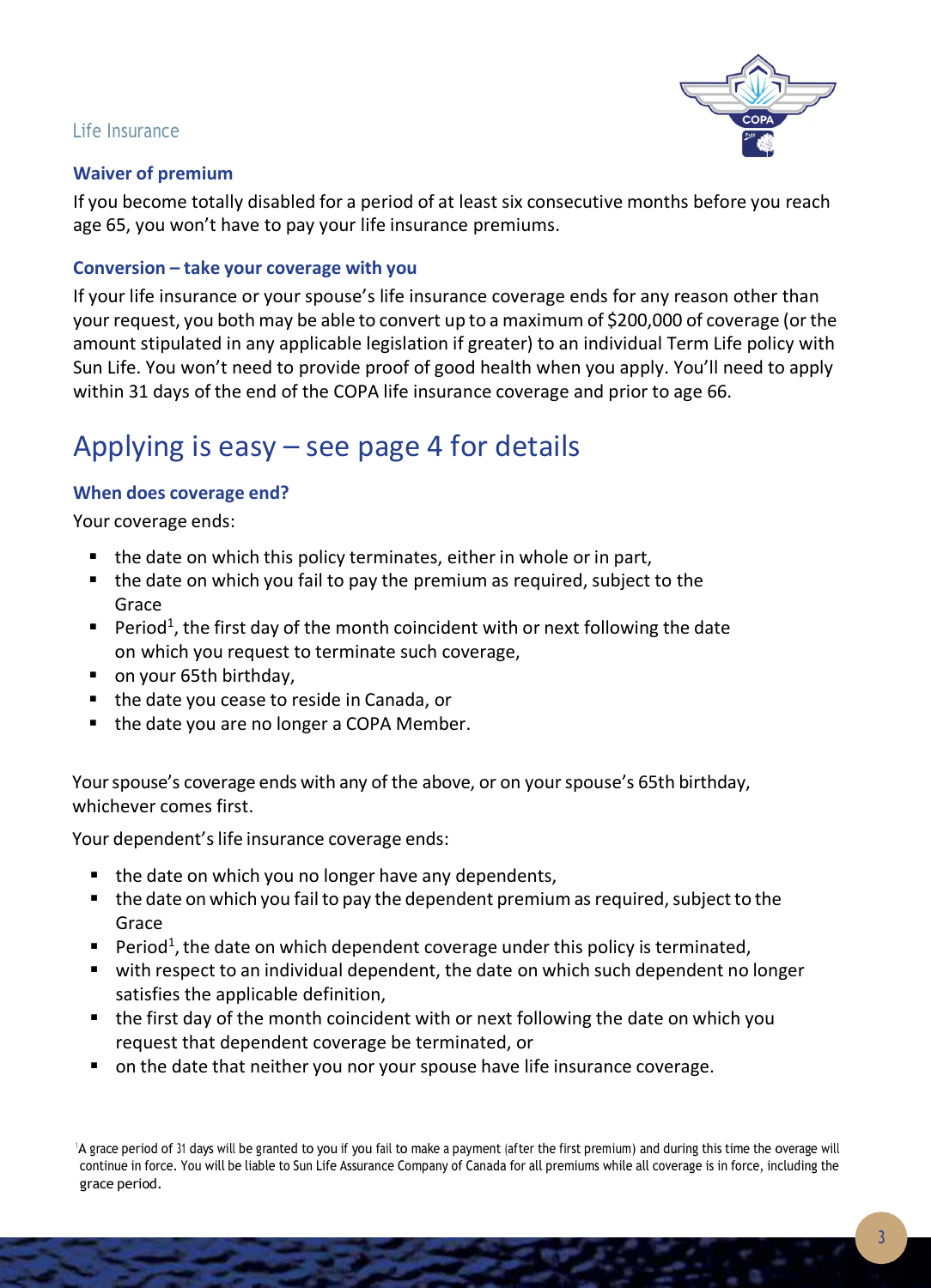Life Insurance

### Waiver of premium

If you become totally disabled for a period of at least six consecutive months before you reach age 65, you won't have to pay your life insurance premiums.

### Conversion – take your coverage with you

If your life insurance or your spouse's life insurance coverage ends for any reason other than your request, you both may be able to convert up to a maximum of $200,000 of coverage (or the amount stipulated in any applicable legislation if greater) to an individual Term Life policy with Sun Life. You won't need to provide proof of good health when you apply. You'll need to apply within 31 days of the end of the COPA life insurance coverage and prior to age 66.

## Applying is easy – see page 4 for details

### When does coverage end?

Your coverage ends:

- the date on which this policy terminates, either in whole or in part,
- the date on which you fail to pay the premium as required, subject to the Grace
- Period[1], the first day of the month coincident with or next following the date on which you request to terminate such coverage,
- on your 65th birthday,
- the date you cease to reside in Canada, or
- the date you are no longer a COPA Member.

Your spouse's coverage ends with any of the above, or on your spouse's 65th birthday, whichever comes first.

Your dependent's life insurance coverage ends:

- the date on which you no longer have any dependents,
- the date on which you fail to pay the dependent premium as required, subject to the Grace
- Period[1], the date on which dependent coverage under this policy is terminated,
- with respect to an individual dependent, the date on which such dependent no longer satisfies the applicable definition,
- the first day of the month coincident with or next following the date on which you request that dependent coverage be terminated, or
- on the date that neither you nor your spouse have life insurance coverage.

[1]A grace period of 31 days will be granted to you if you fail to make a payment (after the first premium) and during this time the overage will continue in force. You will be liable to Sun Life Assurance Company of Canada for all premiums while all coverage is in force, including the grace period.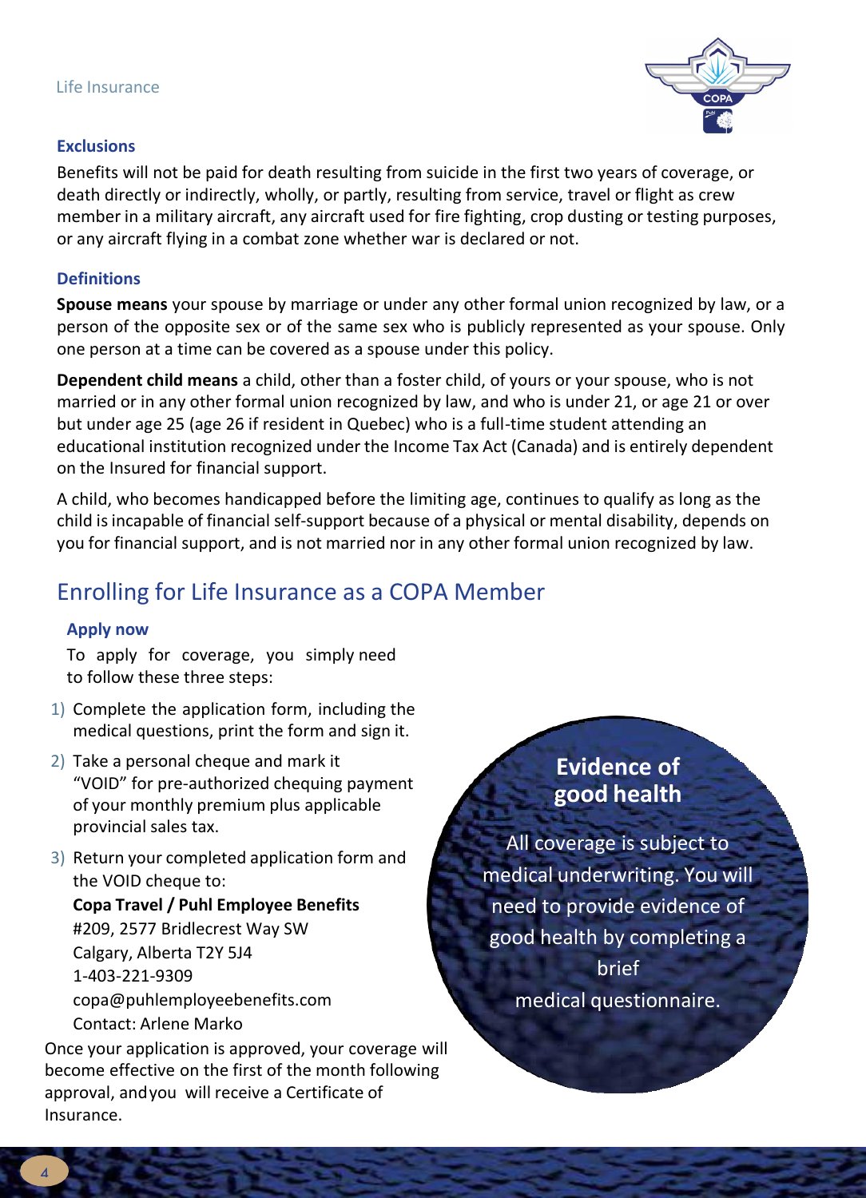### Exclusions

Benefits will not be paid for death resulting from suicide in the first two years of coverage, or death directly or indirectly, wholly, or partly, resulting from service, travel or flight as crew member in a military aircraft, any aircraft used for fire fighting, crop dusting or testing purposes, or any aircraft flying in a combat zone whether war is declared or not.

### Definitions

**Spouse means** your spouse by marriage or under any other formal union recognized by law, or a person of the opposite sex or of the same sex who is publicly represented as your spouse. Only one person at a time can be covered as a spouse under this policy.

**Dependent child means** a child, other than a foster child, of yours or your spouse, who is not married or in any other formal union recognized by law, and who is under 21, or age 21 or over but under age 25 (age 26 if resident in Quebec) who is a full-time student attending an educational institution recognized under the Income Tax Act (Canada) and is entirely dependent on the Insured for financial support.

A child, who becomes handicapped before the limiting age, continues to qualify as long as the child is incapable of financial self-support because of a physical or mental disability, depends on you for financial support, and is not married nor in any other formal union recognized by law.

## Enrolling for Life Insurance as a COPA Member

### Apply now

To apply for coverage, you simply need to follow these three steps:

1) Complete the application form, including the medical questions, print the form and sign it.
2) Take a personal cheque and mark it "VOID" for pre-authorized chequing payment of your monthly premium plus applicable provincial sales tax.
3) Return your completed application form and the VOID cheque to:
   **Copa Travel / Puhl Employee Benefits**
   #209, 2577 Bridlecrest Way SW
   Calgary, Alberta T2Y 5J4
   1-403-221-9309
   copa@puhlemployeebenefits.com
   Contact: Arlene Marko

Once your application is approved, your coverage will become effective on the first of the month following approval, and you will receive a Certificate of Insurance.

### Evidence of good health

All coverage is subject to medical underwriting. You will need to provide evidence of good health by completing a brief medical questionnaire.